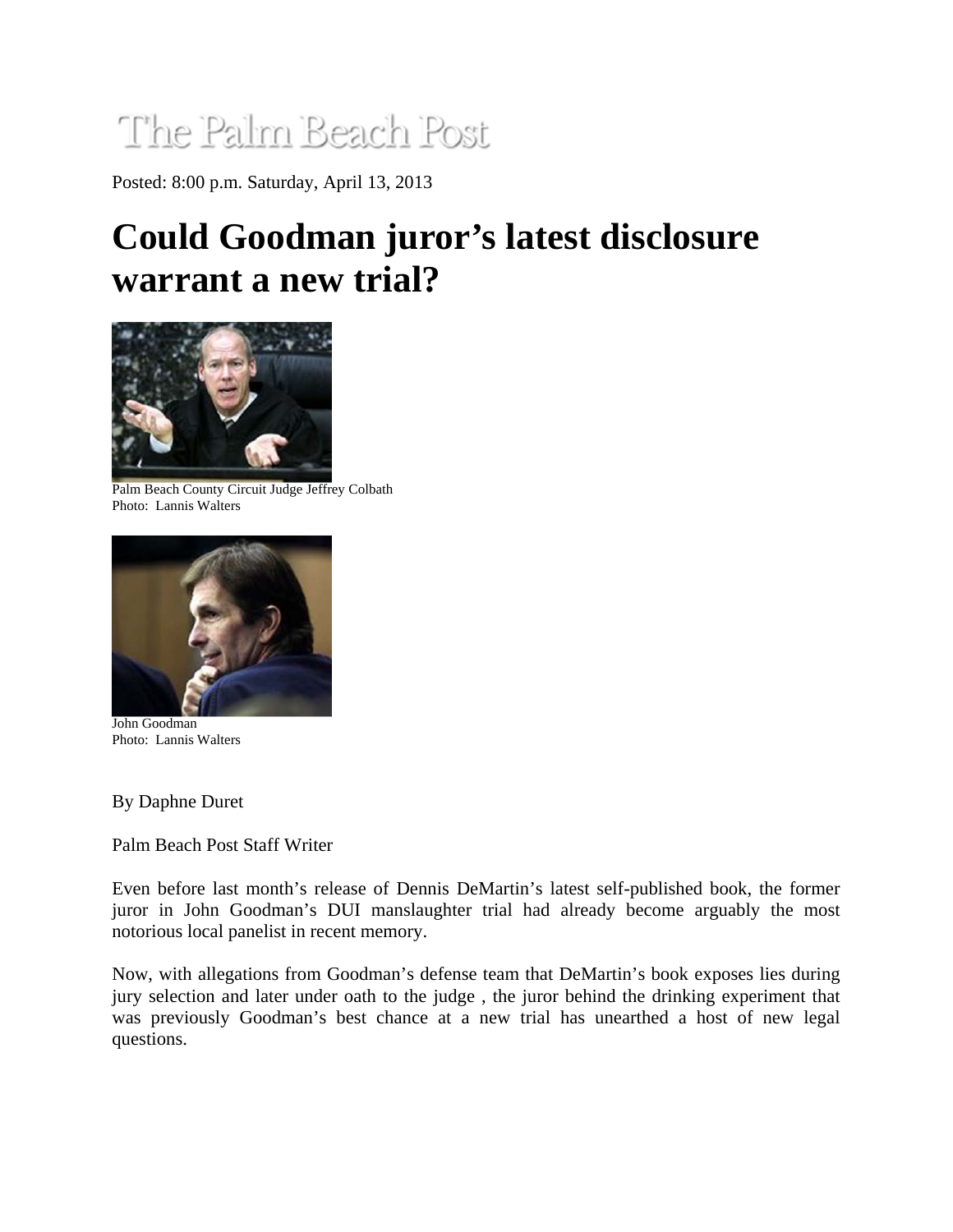The Palm Beach Post

Posted: 8:00 p.m. Saturday, April 13, 2013

# Could Goodman juror's latest disclosure warrant a new trial?

Palm Beach County Circuit Judge Jeffrey Colbath
Photo: Lannis Walters

John Goodman
Photo: Lannis Walters

By Daphne Duret

Palm Beach Post Staff Writer

Even before last month's release of Dennis DeMartin's latest self-published book, the former juror in John Goodman's DUI manslaughter trial had already become arguably the most notorious local panelist in recent memory.

Now, with allegations from Goodman's defense team that DeMartin's book exposes lies during jury selection and later under oath to the judge , the juror behind the drinking experiment that was previously Goodman's best chance at a new trial has unearthed a host of new legal questions.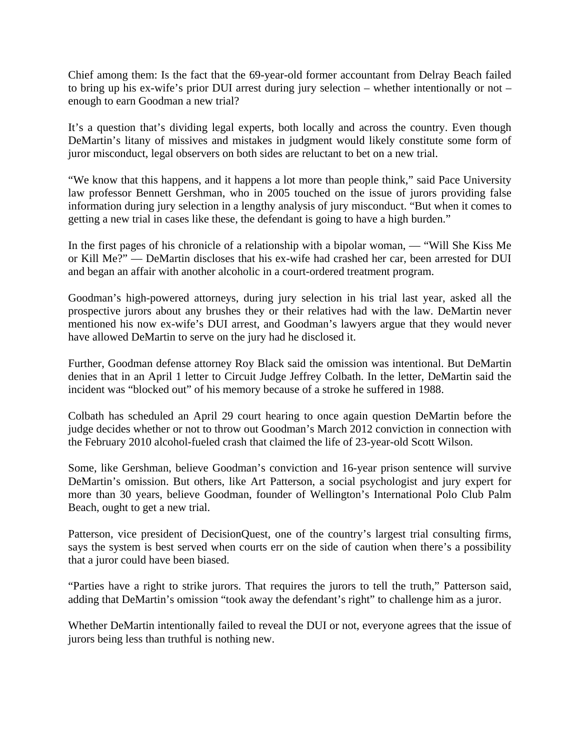Chief among them: Is the fact that the 69-year-old former accountant from Delray Beach failed to bring up his ex-wife's prior DUI arrest during jury selection – whether intentionally or not – enough to earn Goodman a new trial?

It's a question that's dividing legal experts, both locally and across the country. Even though DeMartin's litany of missives and mistakes in judgment would likely constitute some form of juror misconduct, legal observers on both sides are reluctant to bet on a new trial.

"We know that this happens, and it happens a lot more than people think," said Pace University law professor Bennett Gershman, who in 2005 touched on the issue of jurors providing false information during jury selection in a lengthy analysis of jury misconduct. "But when it comes to getting a new trial in cases like these, the defendant is going to have a high burden."

In the first pages of his chronicle of a relationship with a bipolar woman, — "Will She Kiss Me or Kill Me?" — DeMartin discloses that his ex-wife had crashed her car, been arrested for DUI and began an affair with another alcoholic in a court-ordered treatment program.

Goodman's high-powered attorneys, during jury selection in his trial last year, asked all the prospective jurors about any brushes they or their relatives had with the law. DeMartin never mentioned his now ex-wife's DUI arrest, and Goodman's lawyers argue that they would never have allowed DeMartin to serve on the jury had he disclosed it.

Further, Goodman defense attorney Roy Black said the omission was intentional. But DeMartin denies that in an April 1 letter to Circuit Judge Jeffrey Colbath. In the letter, DeMartin said the incident was "blocked out" of his memory because of a stroke he suffered in 1988.

Colbath has scheduled an April 29 court hearing to once again question DeMartin before the judge decides whether or not to throw out Goodman's March 2012 conviction in connection with the February 2010 alcohol-fueled crash that claimed the life of 23-year-old Scott Wilson.

Some, like Gershman, believe Goodman's conviction and 16-year prison sentence will survive DeMartin's omission. But others, like Art Patterson, a social psychologist and jury expert for more than 30 years, believe Goodman, founder of Wellington's International Polo Club Palm Beach, ought to get a new trial.

Patterson, vice president of DecisionQuest, one of the country's largest trial consulting firms, says the system is best served when courts err on the side of caution when there's a possibility that a juror could have been biased.

"Parties have a right to strike jurors. That requires the jurors to tell the truth," Patterson said, adding that DeMartin's omission "took away the defendant's right" to challenge him as a juror.

Whether DeMartin intentionally failed to reveal the DUI or not, everyone agrees that the issue of jurors being less than truthful is nothing new.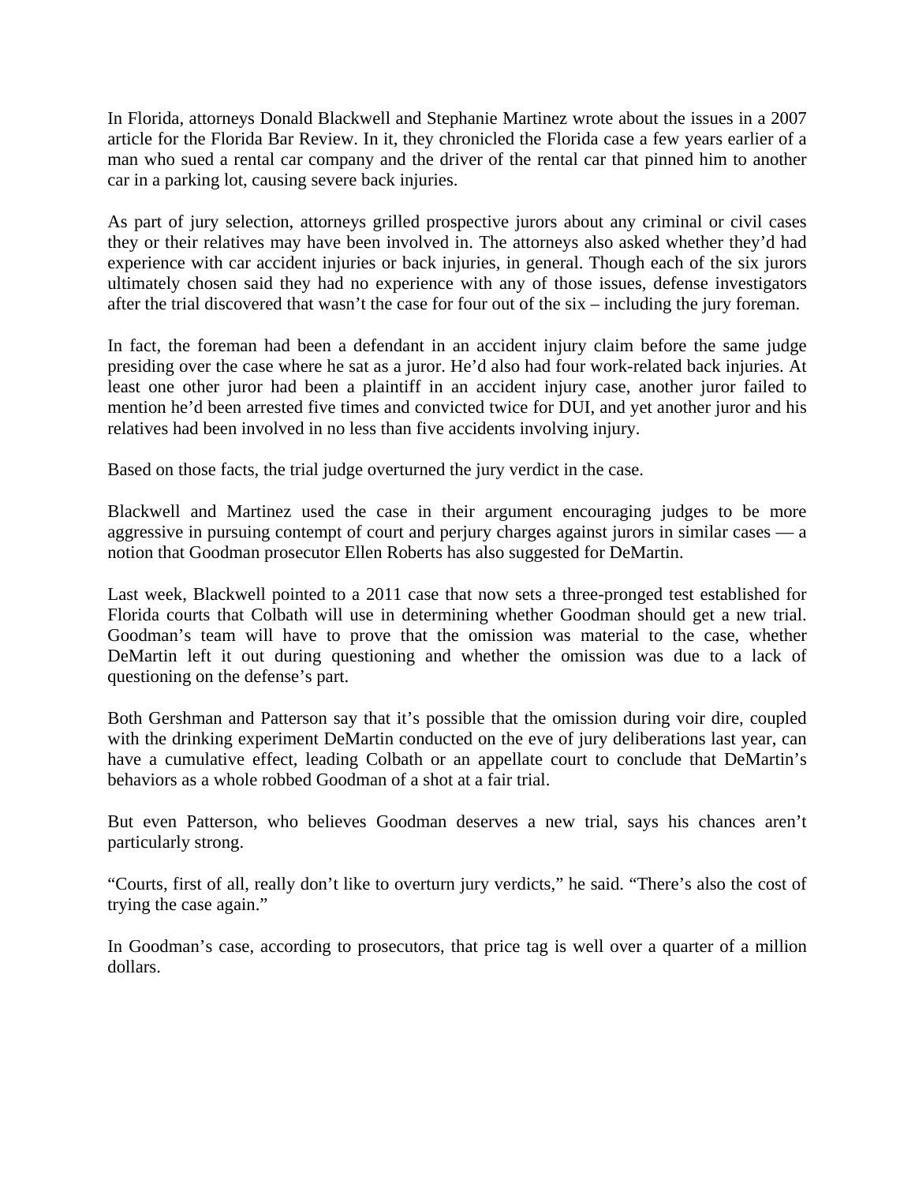In Florida, attorneys Donald Blackwell and Stephanie Martinez wrote about the issues in a 2007 article for the Florida Bar Review. In it, they chronicled the Florida case a few years earlier of a man who sued a rental car company and the driver of the rental car that pinned him to another car in a parking lot, causing severe back injuries.

As part of jury selection, attorneys grilled prospective jurors about any criminal or civil cases they or their relatives may have been involved in. The attorneys also asked whether they'd had experience with car accident injuries or back injuries, in general. Though each of the six jurors ultimately chosen said they had no experience with any of those issues, defense investigators after the trial discovered that wasn't the case for four out of the six – including the jury foreman.

In fact, the foreman had been a defendant in an accident injury claim before the same judge presiding over the case where he sat as a juror. He'd also had four work-related back injuries. At least one other juror had been a plaintiff in an accident injury case, another juror failed to mention he'd been arrested five times and convicted twice for DUI, and yet another juror and his relatives had been involved in no less than five accidents involving injury.

Based on those facts, the trial judge overturned the jury verdict in the case.

Blackwell and Martinez used the case in their argument encouraging judges to be more aggressive in pursuing contempt of court and perjury charges against jurors in similar cases — a notion that Goodman prosecutor Ellen Roberts has also suggested for DeMartin.

Last week, Blackwell pointed to a 2011 case that now sets a three-pronged test established for Florida courts that Colbath will use in determining whether Goodman should get a new trial. Goodman's team will have to prove that the omission was material to the case, whether DeMartin left it out during questioning and whether the omission was due to a lack of questioning on the defense's part.

Both Gershman and Patterson say that it's possible that the omission during voir dire, coupled with the drinking experiment DeMartin conducted on the eve of jury deliberations last year, can have a cumulative effect, leading Colbath or an appellate court to conclude that DeMartin's behaviors as a whole robbed Goodman of a shot at a fair trial.

But even Patterson, who believes Goodman deserves a new trial, says his chances aren't particularly strong.

"Courts, first of all, really don't like to overturn jury verdicts," he said. "There's also the cost of trying the case again."

In Goodman's case, according to prosecutors, that price tag is well over a quarter of a million dollars.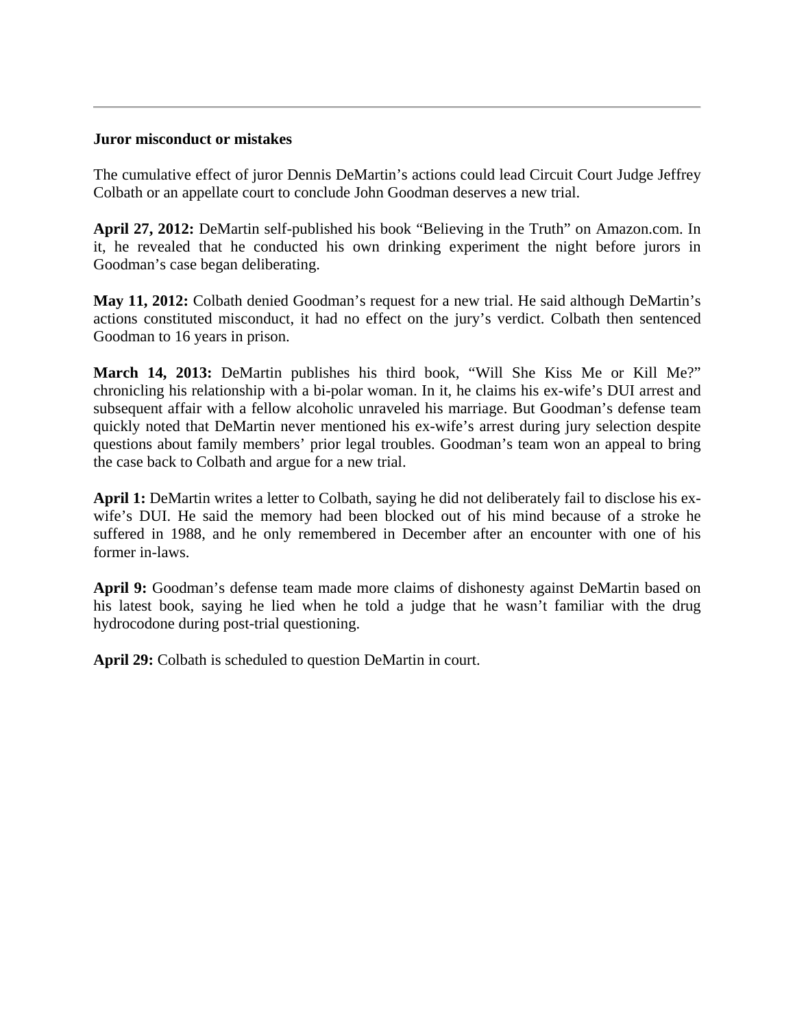**Juror misconduct or mistakes**

The cumulative effect of juror Dennis DeMartin's actions could lead Circuit Court Judge Jeffrey Colbath or an appellate court to conclude John Goodman deserves a new trial.

**April 27, 2012:** DeMartin self-published his book "Believing in the Truth" on Amazon.com. In it, he revealed that he conducted his own drinking experiment the night before jurors in Goodman's case began deliberating.

**May 11, 2012:** Colbath denied Goodman's request for a new trial. He said although DeMartin's actions constituted misconduct, it had no effect on the jury's verdict. Colbath then sentenced Goodman to 16 years in prison.

**March 14, 2013:** DeMartin publishes his third book, "Will She Kiss Me or Kill Me?" chronicling his relationship with a bi-polar woman. In it, he claims his ex-wife's DUI arrest and subsequent affair with a fellow alcoholic unraveled his marriage. But Goodman's defense team quickly noted that DeMartin never mentioned his ex-wife's arrest during jury selection despite questions about family members' prior legal troubles. Goodman's team won an appeal to bring the case back to Colbath and argue for a new trial.

**April 1:** DeMartin writes a letter to Colbath, saying he did not deliberately fail to disclose his ex-wife's DUI. He said the memory had been blocked out of his mind because of a stroke he suffered in 1988, and he only remembered in December after an encounter with one of his former in-laws.

**April 9:** Goodman's defense team made more claims of dishonesty against DeMartin based on his latest book, saying he lied when he told a judge that he wasn't familiar with the drug hydrocodone during post-trial questioning.

**April 29:** Colbath is scheduled to question DeMartin in court.